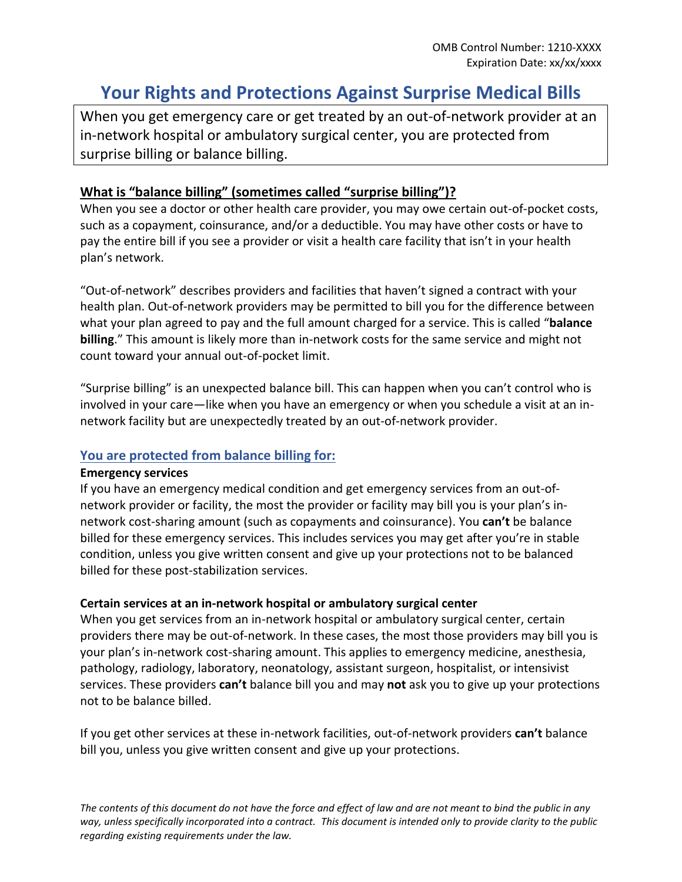OMB Control Number: 1210-XXXX
Expiration Date: xx/xx/xxxx

# Your Rights and Protections Against Surprise Medical Bills

When you get emergency care or get treated by an out-of-network provider at an in-network hospital or ambulatory surgical center, you are protected from surprise billing or balance billing.

## What is "balance billing" (sometimes called "surprise billing")?

When you see a doctor or other health care provider, you may owe certain out-of-pocket costs, such as a copayment, coinsurance, and/or a deductible. You may have other costs or have to pay the entire bill if you see a provider or visit a health care facility that isn't in your health plan's network.

"Out-of-network" describes providers and facilities that haven't signed a contract with your health plan. Out-of-network providers may be permitted to bill you for the difference between what your plan agreed to pay and the full amount charged for a service. This is called "**balance billing**." This amount is likely more than in-network costs for the same service and might not count toward your annual out-of-pocket limit.

"Surprise billing" is an unexpected balance bill. This can happen when you can't control who is involved in your care—like when you have an emergency or when you schedule a visit at an in-network facility but are unexpectedly treated by an out-of-network provider.

## You are protected from balance billing for:

**Emergency services**

If you have an emergency medical condition and get emergency services from an out-of-network provider or facility, the most the provider or facility may bill you is your plan's in-network cost-sharing amount (such as copayments and coinsurance). You **can't** be balance billed for these emergency services. This includes services you may get after you're in stable condition, unless you give written consent and give up your protections not to be balanced billed for these post-stabilization services.

**Certain services at an in-network hospital or ambulatory surgical center**

When you get services from an in-network hospital or ambulatory surgical center, certain providers there may be out-of-network. In these cases, the most those providers may bill you is your plan's in-network cost-sharing amount. This applies to emergency medicine, anesthesia, pathology, radiology, laboratory, neonatology, assistant surgeon, hospitalist, or intensivist services. These providers **can't** balance bill you and may **not** ask you to give up your protections not to be balance billed.

If you get other services at these in-network facilities, out-of-network providers **can't** balance bill you, unless you give written consent and give up your protections.

*The contents of this document do not have the force and effect of law and are not meant to bind the public in any way, unless specifically incorporated into a contract. This document is intended only to provide clarity to the public regarding existing requirements under the law.*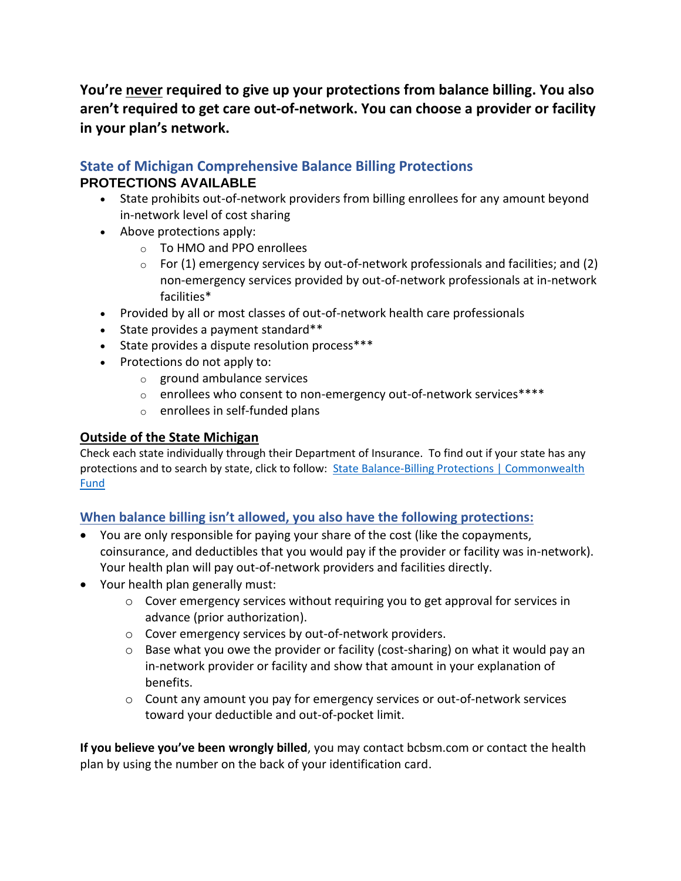**You're <u>never</u> required to give up your protections from balance billing. You also aren't required to get care out-of-network. You can choose a provider or facility in your plan's network.**

## State of Michigan Comprehensive Balance Billing Protections

### PROTECTIONS AVAILABLE

- State prohibits out-of-network providers from billing enrollees for any amount beyond in-network level of cost sharing
- Above protections apply:
  - To HMO and PPO enrollees
  - For (1) emergency services by out-of-network professionals and facilities; and (2) non-emergency services provided by out-of-network professionals at in-network facilities*
- Provided by all or most classes of out-of-network health care professionals
- State provides a payment standard**
- State provides a dispute resolution process***
- Protections do not apply to:
  - ground ambulance services
  - enrollees who consent to non-emergency out-of-network services****
  - enrollees in self-funded plans

**<u>Outside of the State Michigan</u>**

Check each state individually through their Department of Insurance. To find out if your state has any protections and to search by state, click to follow: [State Balance-Billing Protections | Commonwealth Fund]()

## When balance billing isn't allowed, you also have the following protections:

- You are only responsible for paying your share of the cost (like the copayments, coinsurance, and deductibles that you would pay if the provider or facility was in-network). Your health plan will pay out-of-network providers and facilities directly.
- Your health plan generally must:
  - Cover emergency services without requiring you to get approval for services in advance (prior authorization).
  - Cover emergency services by out-of-network providers.
  - Base what you owe the provider or facility (cost-sharing) on what it would pay an in-network provider or facility and show that amount in your explanation of benefits.
  - Count any amount you pay for emergency services or out-of-network services toward your deductible and out-of-pocket limit.

**If you believe you've been wrongly billed**, you may contact bcbsm.com or contact the health plan by using the number on the back of your identification card.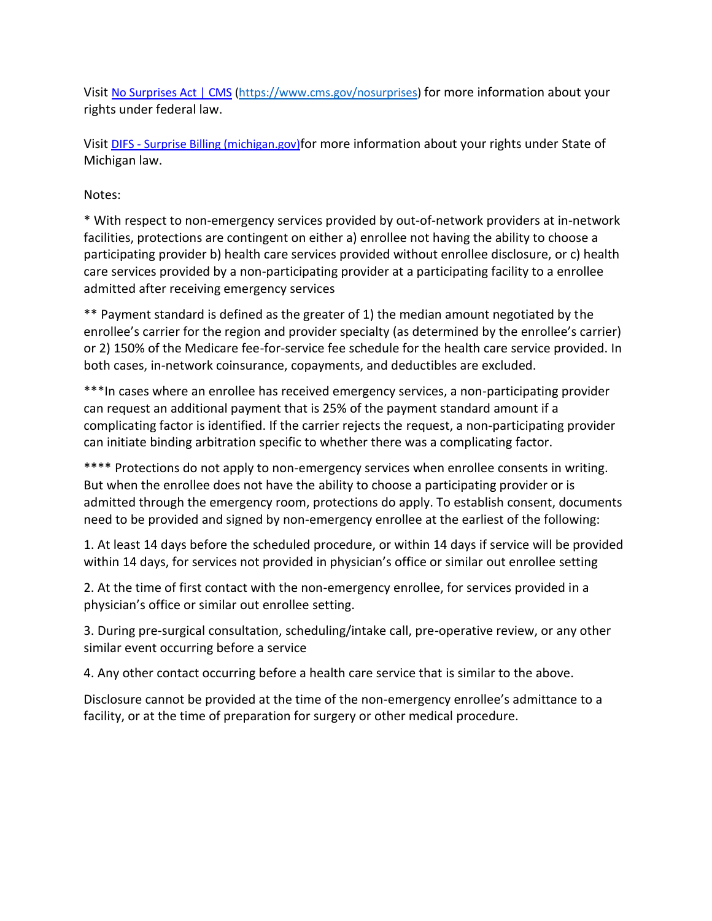Visit [No Surprises Act | CMS](https://www.cms.gov/nosurprises) (https://www.cms.gov/nosurprises) for more information about your rights under federal law.

Visit DIFS - Surprise Billing (michigan.gov)for more information about your rights under State of Michigan law.

Notes:

* With respect to non-emergency services provided by out-of-network providers at in-network facilities, protections are contingent on either a) enrollee not having the ability to choose a participating provider b) health care services provided without enrollee disclosure, or c) health care services provided by a non-participating provider at a participating facility to a enrollee admitted after receiving emergency services

** Payment standard is defined as the greater of 1) the median amount negotiated by the enrollee's carrier for the region and provider specialty (as determined by the enrollee's carrier) or 2) 150% of the Medicare fee-for-service fee schedule for the health care service provided. In both cases, in-network coinsurance, copayments, and deductibles are excluded.

***In cases where an enrollee has received emergency services, a non-participating provider can request an additional payment that is 25% of the payment standard amount if a complicating factor is identified. If the carrier rejects the request, a non-participating provider can initiate binding arbitration specific to whether there was a complicating factor.

**** Protections do not apply to non-emergency services when enrollee consents in writing. But when the enrollee does not have the ability to choose a participating provider or is admitted through the emergency room, protections do apply. To establish consent, documents need to be provided and signed by non-emergency enrollee at the earliest of the following:

1. At least 14 days before the scheduled procedure, or within 14 days if service will be provided within 14 days, for services not provided in physician's office or similar out enrollee setting

2. At the time of first contact with the non-emergency enrollee, for services provided in a physician's office or similar out enrollee setting.

3. During pre-surgical consultation, scheduling/intake call, pre-operative review, or any other similar event occurring before a service

4. Any other contact occurring before a health care service that is similar to the above.

Disclosure cannot be provided at the time of the non-emergency enrollee's admittance to a facility, or at the time of preparation for surgery or other medical procedure.